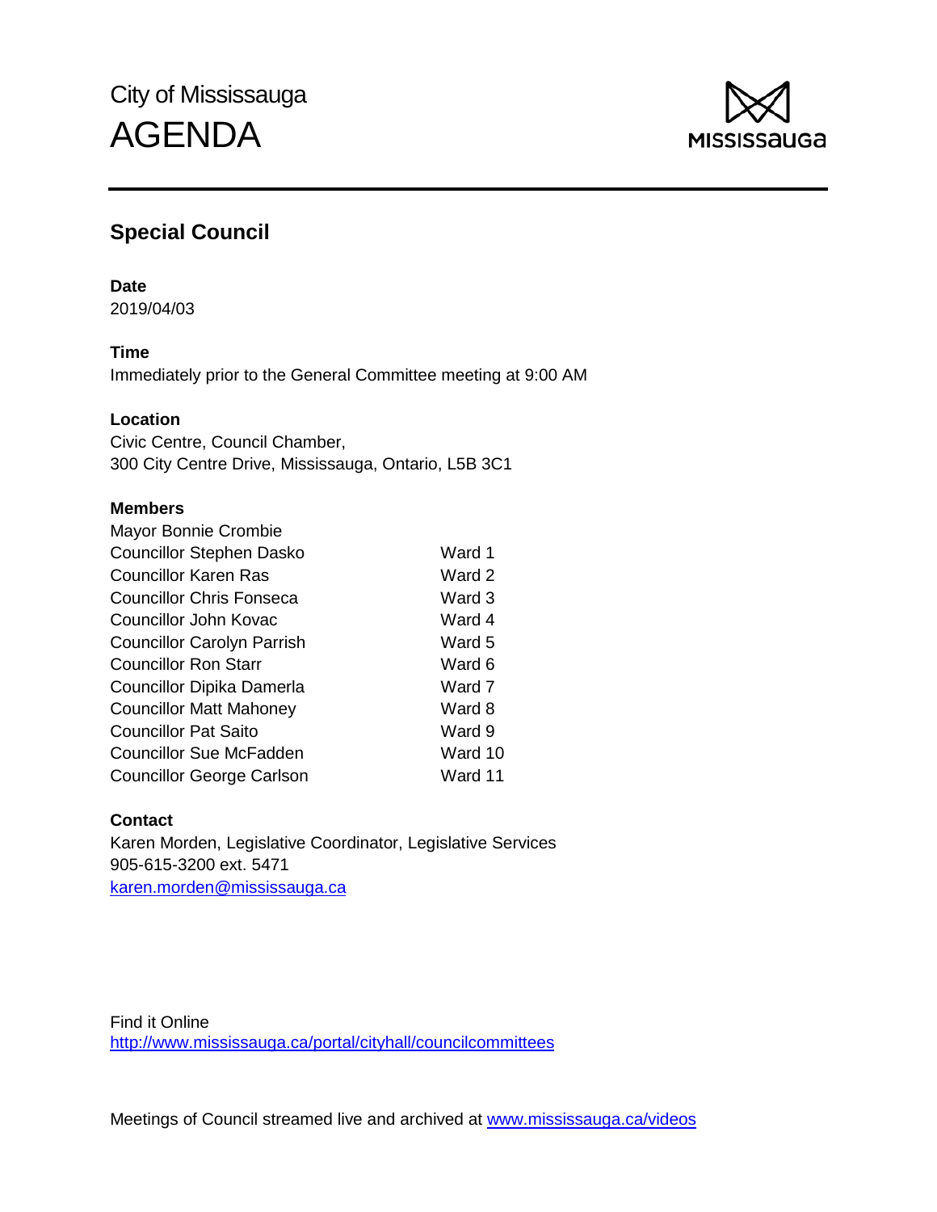City of Mississauga

# AGENDA

MISSISSAUGA

## Special Council

**Date**

2019/04/03

**Time**

Immediately prior to the General Committee meeting at 9:00 AM

**Location**

Civic Centre, Council Chamber,
300 City Centre Drive, Mississauga, Ontario, L5B 3C1

**Members**

| | |
|---|---|
| Mayor Bonnie Crombie | |
| Councillor Stephen Dasko | Ward 1 |
| Councillor Karen Ras | Ward 2 |
| Councillor Chris Fonseca | Ward 3 |
| Councillor John Kovac | Ward 4 |
| Councillor Carolyn Parrish | Ward 5 |
| Councillor Ron Starr | Ward 6 |
| Councillor Dipika Damerla | Ward 7 |
| Councillor Matt Mahoney | Ward 8 |
| Councillor Pat Saito | Ward 9 |
| Councillor Sue McFadden | Ward 10 |
| Councillor George Carlson | Ward 11 |

**Contact**

Karen Morden, Legislative Coordinator, Legislative Services
905-615-3200 ext. 5471
karen.morden@mississauga.ca

Find it Online
http://www.mississauga.ca/portal/cityhall/councilcommittees

Meetings of Council streamed live and archived at www.mississauga.ca/videos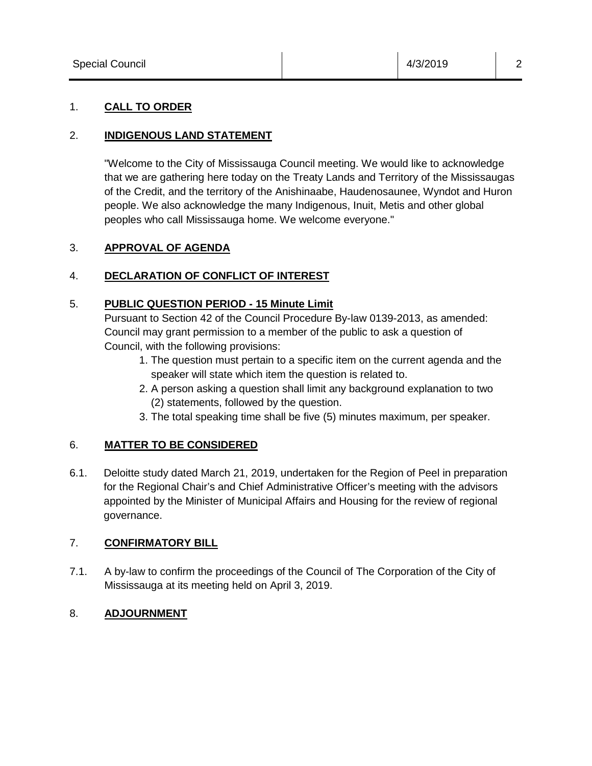1. **CALL TO ORDER**

2. **INDIGENOUS LAND STATEMENT**

   "Welcome to the City of Mississauga Council meeting. We would like to acknowledge that we are gathering here today on the Treaty Lands and Territory of the Mississaugas of the Credit, and the territory of the Anishinaabe, Haudenosaunee, Wyndot and Huron people. We also acknowledge the many Indigenous, Inuit, Metis and other global peoples who call Mississauga home. We welcome everyone."

3. **APPROVAL OF AGENDA**

4. **DECLARATION OF CONFLICT OF INTEREST**

5. **PUBLIC QUESTION PERIOD - 15 Minute Limit**

   Pursuant to Section 42 of the Council Procedure By-law 0139-2013, as amended: Council may grant permission to a member of the public to ask a question of Council, with the following provisions:

   1. The question must pertain to a specific item on the current agenda and the speaker will state which item the question is related to.
   2. A person asking a question shall limit any background explanation to two (2) statements, followed by the question.
   3. The total speaking time shall be five (5) minutes maximum, per speaker.

6. **MATTER TO BE CONSIDERED**

6.1. Deloitte study dated March 21, 2019, undertaken for the Region of Peel in preparation for the Regional Chair's and Chief Administrative Officer's meeting with the advisors appointed by the Minister of Municipal Affairs and Housing for the review of regional governance.

7. **CONFIRMATORY BILL**

7.1. A by-law to confirm the proceedings of the Council of The Corporation of the City of Mississauga at its meeting held on April 3, 2019.

8. **ADJOURNMENT**